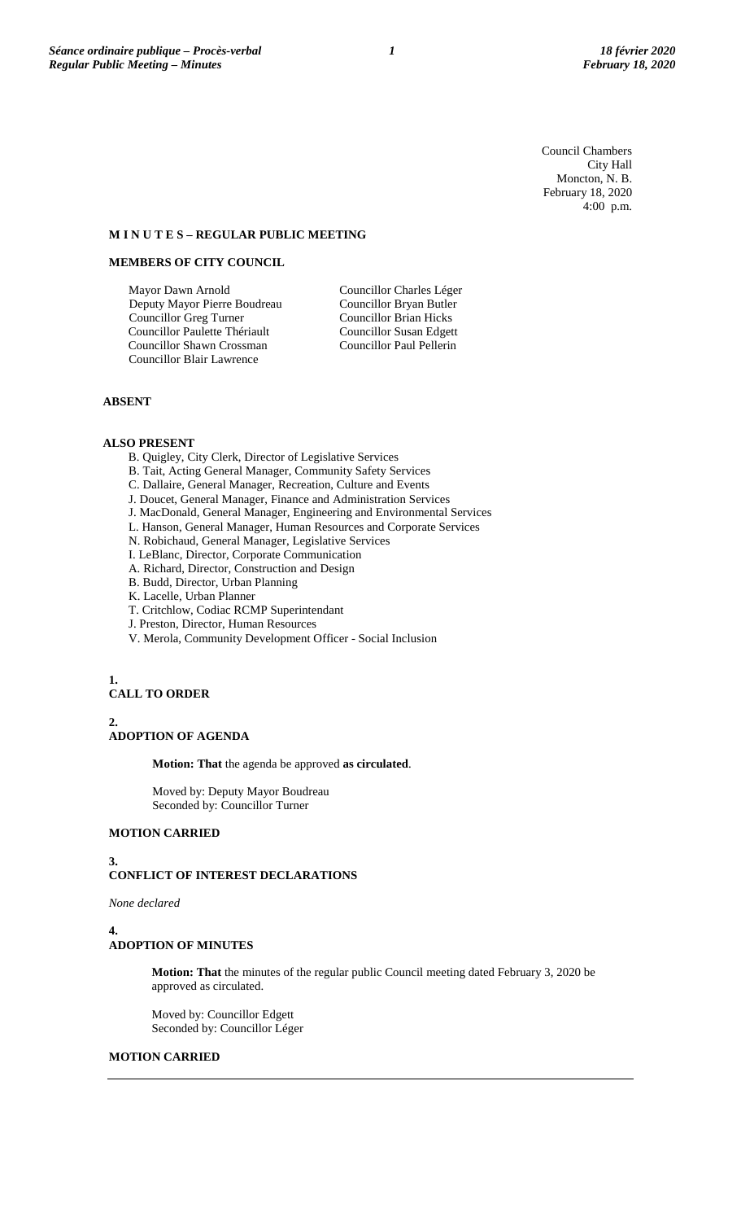Council Chambers
City Hall
Moncton, N. B.
February 18, 2020
4:00 p.m.

**M I N U T E S – REGULAR PUBLIC MEETING**

**MEMBERS OF CITY COUNCIL**

Mayor Dawn Arnold
Deputy Mayor Pierre Boudreau
Councillor Greg Turner
Councillor Paulette Thériault
Councillor Shawn Crossman
Councillor Blair Lawrence
Councillor Charles Léger
Councillor Bryan Butler
Councillor Brian Hicks
Councillor Susan Edgett
Councillor Paul Pellerin

**ABSENT**

**ALSO PRESENT**

B. Quigley, City Clerk, Director of Legislative Services
B. Tait, Acting General Manager, Community Safety Services
C. Dallaire, General Manager, Recreation, Culture and Events
J. Doucet, General Manager, Finance and Administration Services
J. MacDonald, General Manager, Engineering and Environmental Services
L. Hanson, General Manager, Human Resources and Corporate Services
N. Robichaud, General Manager, Legislative Services
I. LeBlanc, Director, Corporate Communication
A. Richard, Director, Construction and Design
B. Budd, Director, Urban Planning
K. Lacelle, Urban Planner
T. Critchlow, Codiac RCMP Superintendant
J. Preston, Director, Human Resources
V. Merola, Community Development Officer - Social Inclusion

**1.**
**CALL TO ORDER**

**2.**
**ADOPTION OF AGENDA**

**Motion: That** the agenda be approved **as circulated**.

Moved by: Deputy Mayor Boudreau
Seconded by: Councillor Turner

**MOTION CARRIED**

**3.**
**CONFLICT OF INTEREST DECLARATIONS**

*None declared*

**4.**
**ADOPTION OF MINUTES**

**Motion: That** the minutes of the regular public Council meeting dated February 3, 2020 be approved as circulated.

Moved by: Councillor Edgett
Seconded by: Councillor Léger

**MOTION CARRIED**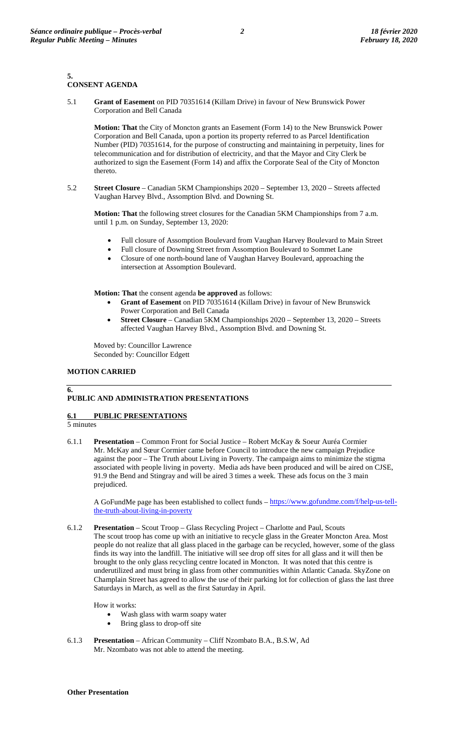## 5. CONSENT AGENDA

5.1 **Grant of Easement** on PID 70351614 (Killam Drive) in favour of New Brunswick Power Corporation and Bell Canada

**Motion: That** the City of Moncton grants an Easement (Form 14) to the New Brunswick Power Corporation and Bell Canada, upon a portion its property referred to as Parcel Identification Number (PID) 70351614, for the purpose of constructing and maintaining in perpetuity, lines for telecommunication and for distribution of electricity, and that the Mayor and City Clerk be authorized to sign the Easement (Form 14) and affix the Corporate Seal of the City of Moncton thereto.

5.2 **Street Closure** – Canadian 5KM Championships 2020 – September 13, 2020 – Streets affected Vaughan Harvey Blvd., Assomption Blvd. and Downing St.

**Motion: That** the following street closures for the Canadian 5KM Championships from 7 a.m. until 1 p.m. on Sunday, September 13, 2020:

- Full closure of Assomption Boulevard from Vaughan Harvey Boulevard to Main Street
- Full closure of Downing Street from Assomption Boulevard to Sommet Lane
- Closure of one north-bound lane of Vaughan Harvey Boulevard, approaching the intersection at Assomption Boulevard.

**Motion: That** the consent agenda **be approved** as follows:

- **Grant of Easement** on PID 70351614 (Killam Drive) in favour of New Brunswick Power Corporation and Bell Canada
- **Street Closure** – Canadian 5KM Championships 2020 – September 13, 2020 – Streets affected Vaughan Harvey Blvd., Assomption Blvd. and Downing St.

Moved by: Councillor Lawrence
Seconded by: Councillor Edgett

**MOTION CARRIED**

## 6. PUBLIC AND ADMINISTRATION PRESENTATIONS

### 6.1 PUBLIC PRESENTATIONS

5 minutes

6.1.1 **Presentation** – Common Front for Social Justice – Robert McKay & Soeur Auréa Cormier
Mr. McKay and Sœur Cormier came before Council to introduce the new campaign Prejudice against the poor – The Truth about Living in Poverty. The campaign aims to minimize the stigma associated with people living in poverty. Media ads have been produced and will be aired on CJSE, 91.9 the Bend and Stingray and will be aired 3 times a week. These ads focus on the 3 main prejudiced.

A GoFundMe page has been established to collect funds – https://www.gofundme.com/f/help-us-tell-the-truth-about-living-in-poverty

6.1.2 **Presentation** – Scout Troop – Glass Recycling Project – Charlotte and Paul, Scouts
The scout troop has come up with an initiative to recycle glass in the Greater Moncton Area. Most people do not realize that all glass placed in the garbage can be recycled, however, some of the glass finds its way into the landfill. The initiative will see drop off sites for all glass and it will then be brought to the only glass recycling centre located in Moncton. It was noted that this centre is underutilized and must bring in glass from other communities within Atlantic Canada. SkyZone on Champlain Street has agreed to allow the use of their parking lot for collection of glass the last three Saturdays in March, as well as the first Saturday in April.

How it works:

- Wash glass with warm soapy water
- Bring glass to drop-off site

6.1.3 **Presentation** – African Community – Cliff Nzombato B.A., B.S.W, Ad
Mr. Nzombato was not able to attend the meeting.

**Other Presentation**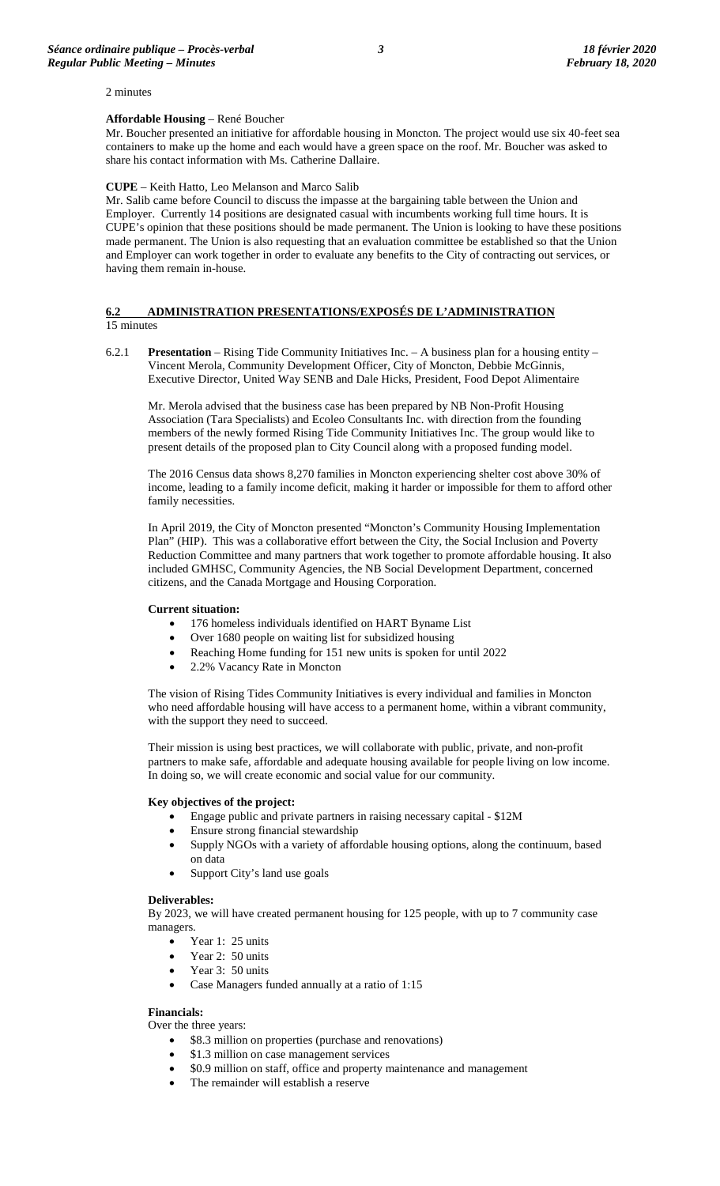2 minutes

**Affordable Housing** – René Boucher
Mr. Boucher presented an initiative for affordable housing in Moncton. The project would use six 40-feet sea containers to make up the home and each would have a green space on the roof. Mr. Boucher was asked to share his contact information with Ms. Catherine Dallaire.

**CUPE** – Keith Hatto, Leo Melanson and Marco Salib
Mr. Salib came before Council to discuss the impasse at the bargaining table between the Union and Employer. Currently 14 positions are designated casual with incumbents working full time hours. It is CUPE's opinion that these positions should be made permanent. The Union is looking to have these positions made permanent. The Union is also requesting that an evaluation committee be established so that the Union and Employer can work together in order to evaluate any benefits to the City of contracting out services, or having them remain in-house.

## 6.2 ADMINISTRATION PRESENTATIONS/EXPOSÉS DE L'ADMINISTRATION
15 minutes

6.2.1 **Presentation** – Rising Tide Community Initiatives Inc. – A business plan for a housing entity – Vincent Merola, Community Development Officer, City of Moncton, Debbie McGinnis, Executive Director, United Way SENB and Dale Hicks, President, Food Depot Alimentaire

Mr. Merola advised that the business case has been prepared by NB Non-Profit Housing Association (Tara Specialists) and Ecoleo Consultants Inc. with direction from the founding members of the newly formed Rising Tide Community Initiatives Inc. The group would like to present details of the proposed plan to City Council along with a proposed funding model.

The 2016 Census data shows 8,270 families in Moncton experiencing shelter cost above 30% of income, leading to a family income deficit, making it harder or impossible for them to afford other family necessities.

In April 2019, the City of Moncton presented "Moncton's Community Housing Implementation Plan" (HIP). This was a collaborative effort between the City, the Social Inclusion and Poverty Reduction Committee and many partners that work together to promote affordable housing. It also included GMHSC, Community Agencies, the NB Social Development Department, concerned citizens, and the Canada Mortgage and Housing Corporation.

**Current situation:**

- 176 homeless individuals identified on HART Byname List
- Over 1680 people on waiting list for subsidized housing
- Reaching Home funding for 151 new units is spoken for until 2022
- 2.2% Vacancy Rate in Moncton

The vision of Rising Tides Community Initiatives is every individual and families in Moncton who need affordable housing will have access to a permanent home, within a vibrant community, with the support they need to succeed.

Their mission is using best practices, we will collaborate with public, private, and non-profit partners to make safe, affordable and adequate housing available for people living on low income. In doing so, we will create economic and social value for our community.

**Key objectives of the project:**

- Engage public and private partners in raising necessary capital - $12M
- Ensure strong financial stewardship
- Supply NGOs with a variety of affordable housing options, along the continuum, based on data
- Support City's land use goals

**Deliverables:**
By 2023, we will have created permanent housing for 125 people, with up to 7 community case managers.

- Year 1: 25 units
- Year 2: 50 units
- Year 3: 50 units
- Case Managers funded annually at a ratio of 1:15

**Financials:**
Over the three years:

- $8.3 million on properties (purchase and renovations)
- $1.3 million on case management services
- $0.9 million on staff, office and property maintenance and management
- The remainder will establish a reserve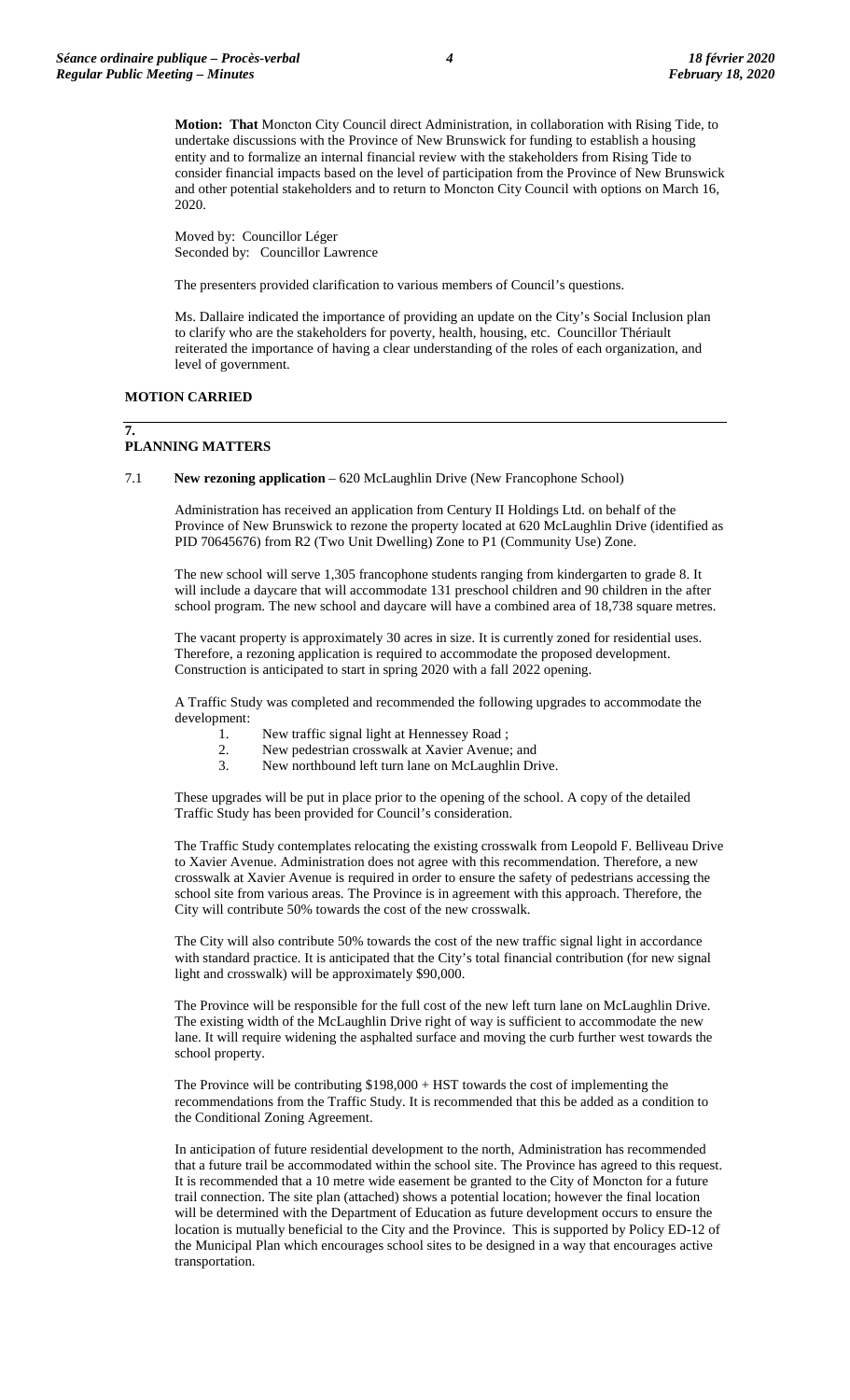**Motion: That** Moncton City Council direct Administration, in collaboration with Rising Tide, to undertake discussions with the Province of New Brunswick for funding to establish a housing entity and to formalize an internal financial review with the stakeholders from Rising Tide to consider financial impacts based on the level of participation from the Province of New Brunswick and other potential stakeholders and to return to Moncton City Council with options on March 16, 2020.

Moved by: Councillor Léger
Seconded by: Councillor Lawrence

The presenters provided clarification to various members of Council's questions.

Ms. Dallaire indicated the importance of providing an update on the City's Social Inclusion plan to clarify who are the stakeholders for poverty, health, housing, etc. Councillor Thériault reiterated the importance of having a clear understanding of the roles of each organization, and level of government.

**MOTION CARRIED**

## 7. PLANNING MATTERS

7.1 **New rezoning application** – 620 McLaughlin Drive (New Francophone School)

Administration has received an application from Century II Holdings Ltd. on behalf of the Province of New Brunswick to rezone the property located at 620 McLaughlin Drive (identified as PID 70645676) from R2 (Two Unit Dwelling) Zone to P1 (Community Use) Zone.

The new school will serve 1,305 francophone students ranging from kindergarten to grade 8. It will include a daycare that will accommodate 131 preschool children and 90 children in the after school program. The new school and daycare will have a combined area of 18,738 square metres.

The vacant property is approximately 30 acres in size. It is currently zoned for residential uses. Therefore, a rezoning application is required to accommodate the proposed development. Construction is anticipated to start in spring 2020 with a fall 2022 opening.

A Traffic Study was completed and recommended the following upgrades to accommodate the development:

1. New traffic signal light at Hennessey Road ;
2. New pedestrian crosswalk at Xavier Avenue; and
3. New northbound left turn lane on McLaughlin Drive.

These upgrades will be put in place prior to the opening of the school. A copy of the detailed Traffic Study has been provided for Council's consideration.

The Traffic Study contemplates relocating the existing crosswalk from Leopold F. Belliveau Drive to Xavier Avenue. Administration does not agree with this recommendation. Therefore, a new crosswalk at Xavier Avenue is required in order to ensure the safety of pedestrians accessing the school site from various areas. The Province is in agreement with this approach. Therefore, the City will contribute 50% towards the cost of the new crosswalk.

The City will also contribute 50% towards the cost of the new traffic signal light in accordance with standard practice. It is anticipated that the City's total financial contribution (for new signal light and crosswalk) will be approximately $90,000.

The Province will be responsible for the full cost of the new left turn lane on McLaughlin Drive. The existing width of the McLaughlin Drive right of way is sufficient to accommodate the new lane. It will require widening the asphalted surface and moving the curb further west towards the school property.

The Province will be contributing $198,000 + HST towards the cost of implementing the recommendations from the Traffic Study. It is recommended that this be added as a condition to the Conditional Zoning Agreement.

In anticipation of future residential development to the north, Administration has recommended that a future trail be accommodated within the school site. The Province has agreed to this request. It is recommended that a 10 metre wide easement be granted to the City of Moncton for a future trail connection. The site plan (attached) shows a potential location; however the final location will be determined with the Department of Education as future development occurs to ensure the location is mutually beneficial to the City and the Province. This is supported by Policy ED-12 of the Municipal Plan which encourages school sites to be designed in a way that encourages active transportation.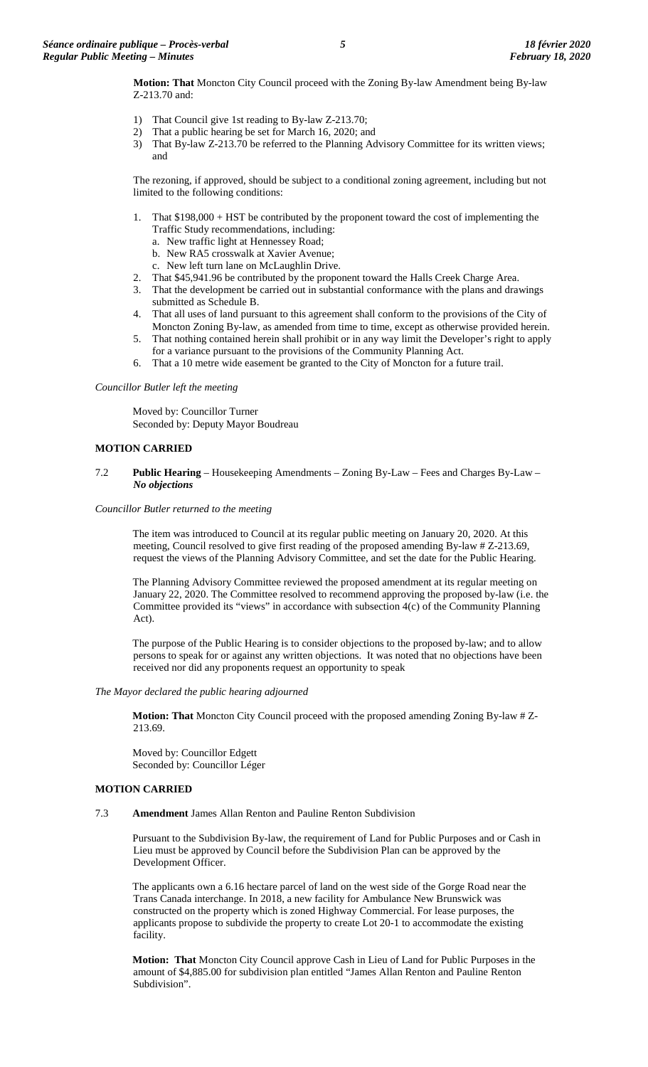**Motion: That** Moncton City Council proceed with the Zoning By-law Amendment being By-law Z-213.70 and:

1) That Council give 1st reading to By-law Z-213.70;
2) That a public hearing be set for March 16, 2020; and
3) That By-law Z-213.70 be referred to the Planning Advisory Committee for its written views; and

The rezoning, if approved, should be subject to a conditional zoning agreement, including but not limited to the following conditions:

1. That $198,000 + HST be contributed by the proponent toward the cost of implementing the Traffic Study recommendations, including:
   a. New traffic light at Hennessey Road;
   b. New RA5 crosswalk at Xavier Avenue;
   c. New left turn lane on McLaughlin Drive.
2. That $45,941.96 be contributed by the proponent toward the Halls Creek Charge Area.
3. That the development be carried out in substantial conformance with the plans and drawings submitted as Schedule B.
4. That all uses of land pursuant to this agreement shall conform to the provisions of the City of Moncton Zoning By-law, as amended from time to time, except as otherwise provided herein.
5. That nothing contained herein shall prohibit or in any way limit the Developer's right to apply for a variance pursuant to the provisions of the Community Planning Act.
6. That a 10 metre wide easement be granted to the City of Moncton for a future trail.

*Councillor Butler left the meeting*

Moved by: Councillor Turner
Seconded by: Deputy Mayor Boudreau

**MOTION CARRIED**

7.2 **Public Hearing** – Housekeeping Amendments – Zoning By-Law – Fees and Charges By-Law – ***No objections***

*Councillor Butler returned to the meeting*

The item was introduced to Council at its regular public meeting on January 20, 2020. At this meeting, Council resolved to give first reading of the proposed amending By-law # Z-213.69, request the views of the Planning Advisory Committee, and set the date for the Public Hearing.

The Planning Advisory Committee reviewed the proposed amendment at its regular meeting on January 22, 2020. The Committee resolved to recommend approving the proposed by-law (i.e. the Committee provided its "views" in accordance with subsection 4(c) of the Community Planning Act).

The purpose of the Public Hearing is to consider objections to the proposed by-law; and to allow persons to speak for or against any written objections. It was noted that no objections have been received nor did any proponents request an opportunity to speak

*The Mayor declared the public hearing adjourned*

**Motion: That** Moncton City Council proceed with the proposed amending Zoning By-law # Z-213.69.

Moved by: Councillor Edgett
Seconded by: Councillor Léger

**MOTION CARRIED**

7.3 **Amendment** James Allan Renton and Pauline Renton Subdivision

Pursuant to the Subdivision By-law, the requirement of Land for Public Purposes and or Cash in Lieu must be approved by Council before the Subdivision Plan can be approved by the Development Officer.

The applicants own a 6.16 hectare parcel of land on the west side of the Gorge Road near the Trans Canada interchange. In 2018, a new facility for Ambulance New Brunswick was constructed on the property which is zoned Highway Commercial. For lease purposes, the applicants propose to subdivide the property to create Lot 20-1 to accommodate the existing facility.

**Motion: That** Moncton City Council approve Cash in Lieu of Land for Public Purposes in the amount of $4,885.00 for subdivision plan entitled "James Allan Renton and Pauline Renton Subdivision".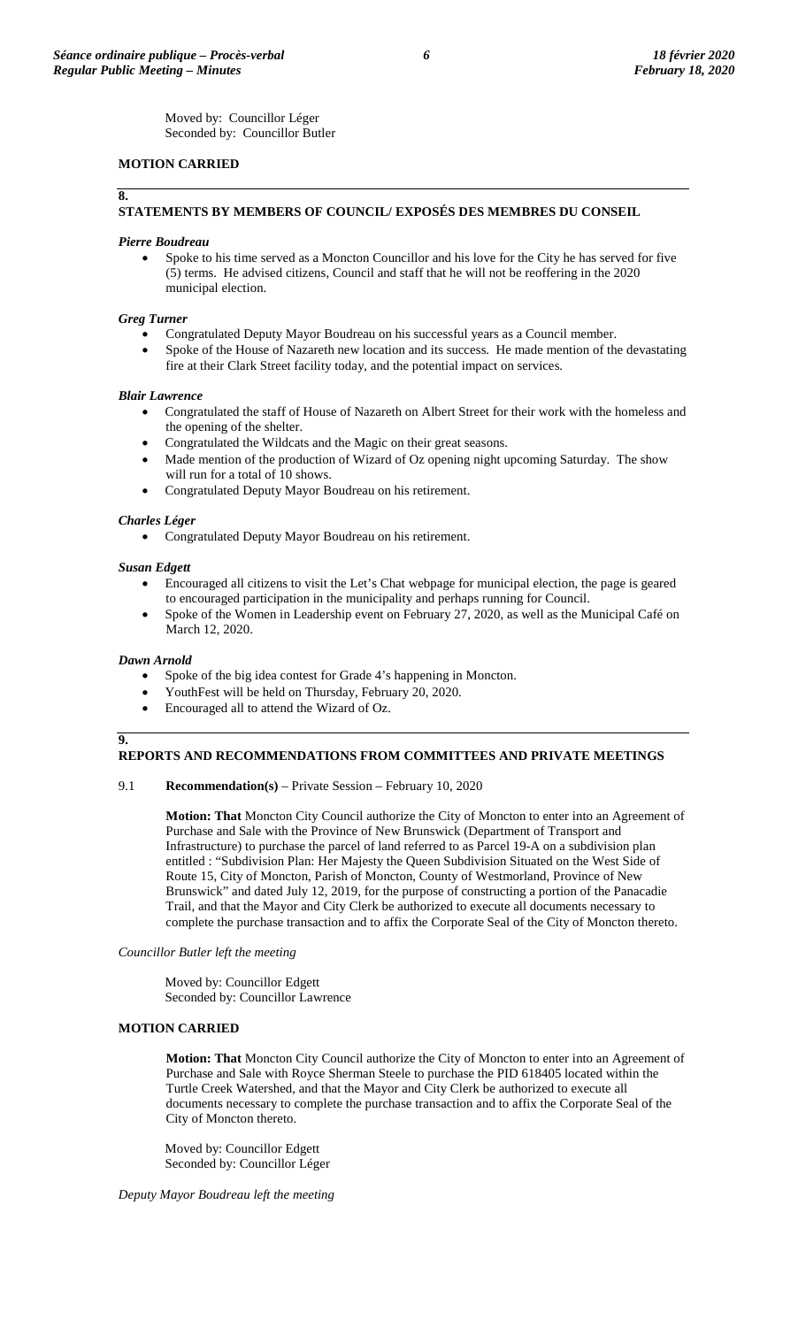Moved by: Councillor Léger
Seconded by: Councillor Butler

**MOTION CARRIED**

## 8. STATEMENTS BY MEMBERS OF COUNCIL/ EXPOSÉS DES MEMBRES DU CONSEIL

***Pierre Boudreau***

- Spoke to his time served as a Moncton Councillor and his love for the City he has served for five (5) terms. He advised citizens, Council and staff that he will not be reoffering in the 2020 municipal election.

***Greg Turner***

- Congratulated Deputy Mayor Boudreau on his successful years as a Council member.
- Spoke of the House of Nazareth new location and its success. He made mention of the devastating fire at their Clark Street facility today, and the potential impact on services.

***Blair Lawrence***

- Congratulated the staff of House of Nazareth on Albert Street for their work with the homeless and the opening of the shelter.
- Congratulated the Wildcats and the Magic on their great seasons.
- Made mention of the production of Wizard of Oz opening night upcoming Saturday. The show will run for a total of 10 shows.
- Congratulated Deputy Mayor Boudreau on his retirement.

***Charles Léger***

- Congratulated Deputy Mayor Boudreau on his retirement.

***Susan Edgett***

- Encouraged all citizens to visit the Let's Chat webpage for municipal election, the page is geared to encouraged participation in the municipality and perhaps running for Council.
- Spoke of the Women in Leadership event on February 27, 2020, as well as the Municipal Café on March 12, 2020.

***Dawn Arnold***

- Spoke of the big idea contest for Grade 4's happening in Moncton.
- YouthFest will be held on Thursday, February 20, 2020.
- Encouraged all to attend the Wizard of Oz.

## 9. REPORTS AND RECOMMENDATIONS FROM COMMITTEES AND PRIVATE MEETINGS

9.1 **Recommendation(s)** – Private Session – February 10, 2020

**Motion: That** Moncton City Council authorize the City of Moncton to enter into an Agreement of Purchase and Sale with the Province of New Brunswick (Department of Transport and Infrastructure) to purchase the parcel of land referred to as Parcel 19-A on a subdivision plan entitled : "Subdivision Plan: Her Majesty the Queen Subdivision Situated on the West Side of Route 15, City of Moncton, Parish of Moncton, County of Westmorland, Province of New Brunswick" and dated July 12, 2019, for the purpose of constructing a portion of the Panacadie Trail, and that the Mayor and City Clerk be authorized to execute all documents necessary to complete the purchase transaction and to affix the Corporate Seal of the City of Moncton thereto.

*Councillor Butler left the meeting*

Moved by: Councillor Edgett
Seconded by: Councillor Lawrence

**MOTION CARRIED**

**Motion: That** Moncton City Council authorize the City of Moncton to enter into an Agreement of Purchase and Sale with Royce Sherman Steele to purchase the PID 618405 located within the Turtle Creek Watershed, and that the Mayor and City Clerk be authorized to execute all documents necessary to complete the purchase transaction and to affix the Corporate Seal of the City of Moncton thereto.

Moved by: Councillor Edgett
Seconded by: Councillor Léger

*Deputy Mayor Boudreau left the meeting*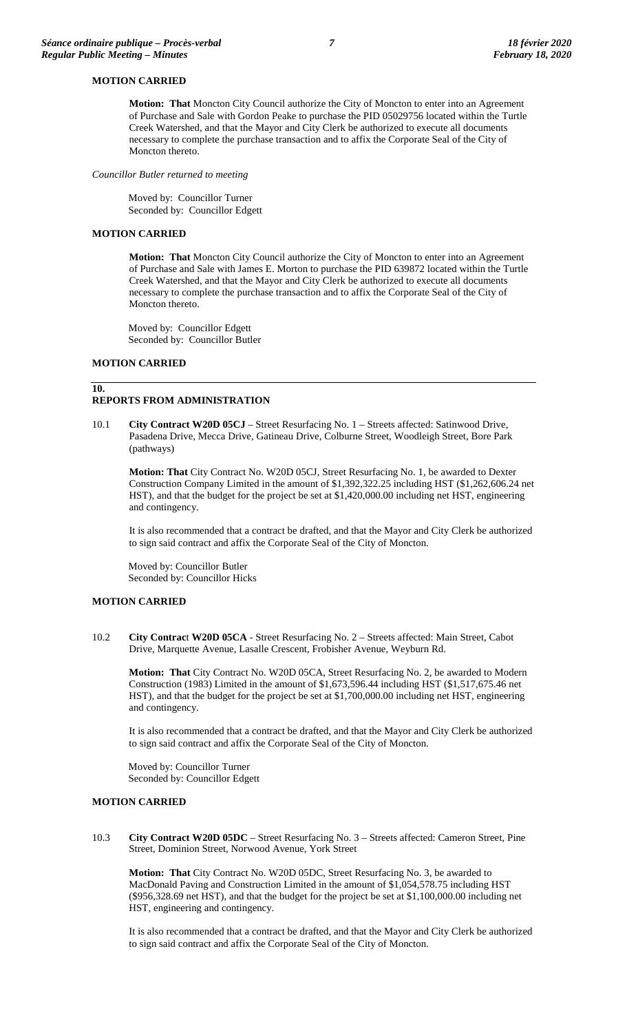**MOTION CARRIED**

> **Motion: That** Moncton City Council authorize the City of Moncton to enter into an Agreement of Purchase and Sale with Gordon Peake to purchase the PID 05029756 located within the Turtle Creek Watershed, and that the Mayor and City Clerk be authorized to execute all documents necessary to complete the purchase transaction and to affix the Corporate Seal of the City of Moncton thereto.

*Councillor Butler returned to meeting*

> Moved by: Councillor Turner
> Seconded by: Councillor Edgett

**MOTION CARRIED**

> **Motion: That** Moncton City Council authorize the City of Moncton to enter into an Agreement of Purchase and Sale with James E. Morton to purchase the PID 639872 located within the Turtle Creek Watershed, and that the Mayor and City Clerk be authorized to execute all documents necessary to complete the purchase transaction and to affix the Corporate Seal of the City of Moncton thereto.
>
> Moved by: Councillor Edgett
> Seconded by: Councillor Butler

**MOTION CARRIED**

## 10. REPORTS FROM ADMINISTRATION

10.1 **City Contract W20D 05CJ** – Street Resurfacing No. 1 – Streets affected: Satinwood Drive, Pasadena Drive, Mecca Drive, Gatineau Drive, Colburne Street, Woodleigh Street, Bore Park (pathways)

> **Motion: That** City Contract No. W20D 05CJ, Street Resurfacing No. 1, be awarded to Dexter Construction Company Limited in the amount of $1,392,322.25 including HST ($1,262,606.24 net HST), and that the budget for the project be set at $1,420,000.00 including net HST, engineering and contingency.
>
> It is also recommended that a contract be drafted, and that the Mayor and City Clerk be authorized to sign said contract and affix the Corporate Seal of the City of Moncton.
>
> Moved by: Councillor Butler
> Seconded by: Councillor Hicks

**MOTION CARRIED**

10.2 **City Contract W20D 05CA** - Street Resurfacing No. 2 – Streets affected: Main Street, Cabot Drive, Marquette Avenue, Lasalle Crescent, Frobisher Avenue, Weyburn Rd.

> **Motion: That** City Contract No. W20D 05CA, Street Resurfacing No. 2, be awarded to Modern Construction (1983) Limited in the amount of $1,673,596.44 including HST ($1,517,675.46 net HST), and that the budget for the project be set at $1,700,000.00 including net HST, engineering and contingency.
>
> It is also recommended that a contract be drafted, and that the Mayor and City Clerk be authorized to sign said contract and affix the Corporate Seal of the City of Moncton.
>
> Moved by: Councillor Turner
> Seconded by: Councillor Edgett

**MOTION CARRIED**

10.3 **City Contract W20D 05DC** – Street Resurfacing No. 3 – Streets affected: Cameron Street, Pine Street, Dominion Street, Norwood Avenue, York Street

> **Motion: That** City Contract No. W20D 05DC, Street Resurfacing No. 3, be awarded to MacDonald Paving and Construction Limited in the amount of $1,054,578.75 including HST ($956,328.69 net HST), and that the budget for the project be set at $1,100,000.00 including net HST, engineering and contingency.
>
> It is also recommended that a contract be drafted, and that the Mayor and City Clerk be authorized to sign said contract and affix the Corporate Seal of the City of Moncton.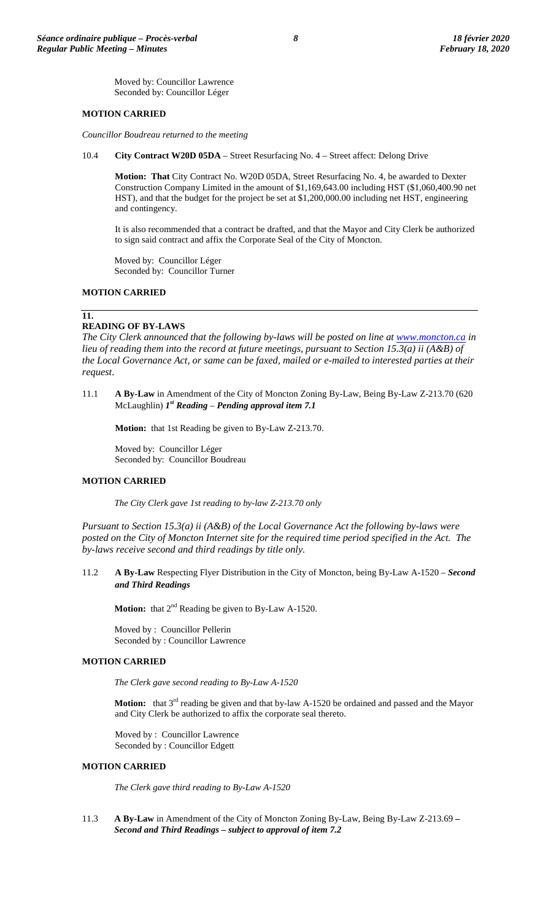Moved by: Councillor Lawrence
Seconded by: Councillor Léger

**MOTION CARRIED**

*Councillor Boudreau returned to the meeting*

10.4 **City Contract W20D 05DA** – Street Resurfacing No. 4 – Street affect: Delong Drive

**Motion: That** City Contract No. W20D 05DA, Street Resurfacing No. 4, be awarded to Dexter Construction Company Limited in the amount of $1,169,643.00 including HST ($1,060,400.90 net HST), and that the budget for the project be set at $1,200,000.00 including net HST, engineering and contingency.

It is also recommended that a contract be drafted, and that the Mayor and City Clerk be authorized to sign said contract and affix the Corporate Seal of the City of Moncton.

Moved by: Councillor Léger
Seconded by: Councillor Turner

**MOTION CARRIED**

## 11. READING OF BY-LAWS

*The City Clerk announced that the following by-laws will be posted on line at www.moncton.ca in lieu of reading them into the record at future meetings, pursuant to Section 15.3(a) ii (A&B) of the Local Governance Act, or same can be faxed, mailed or e-mailed to interested parties at their request.*

11.1 **A By-Law** in Amendment of the City of Moncton Zoning By-Law, Being By-Law Z-213.70 (620 McLaughlin) ***1st Reading – Pending approval item 7.1***

**Motion:** that 1st Reading be given to By-Law Z-213.70.

Moved by: Councillor Léger
Seconded by: Councillor Boudreau

**MOTION CARRIED**

*The City Clerk gave 1st reading to by-law Z-213.70 only*

*Pursuant to Section 15.3(a) ii (A&B) of the Local Governance Act the following by-laws were posted on the City of Moncton Internet site for the required time period specified in the Act. The by-laws receive second and third readings by title only.*

11.2 **A By-Law** Respecting Flyer Distribution in the City of Moncton, being By-Law A-1520 – ***Second and Third Readings***

**Motion:** that 2nd Reading be given to By-Law A-1520.

Moved by : Councillor Pellerin
Seconded by : Councillor Lawrence

**MOTION CARRIED**

*The Clerk gave second reading to By-Law A-1520*

**Motion:** that 3rd reading be given and that by-law A-1520 be ordained and passed and the Mayor and City Clerk be authorized to affix the corporate seal thereto.

Moved by : Councillor Lawrence
Seconded by : Councillor Edgett

**MOTION CARRIED**

*The Clerk gave third reading to By-Law A-1520*

11.3 **A By-Law** in Amendment of the City of Moncton Zoning By-Law, Being By-Law Z-213.69 **–** ***Second and Third Readings – subject to approval of item 7.2***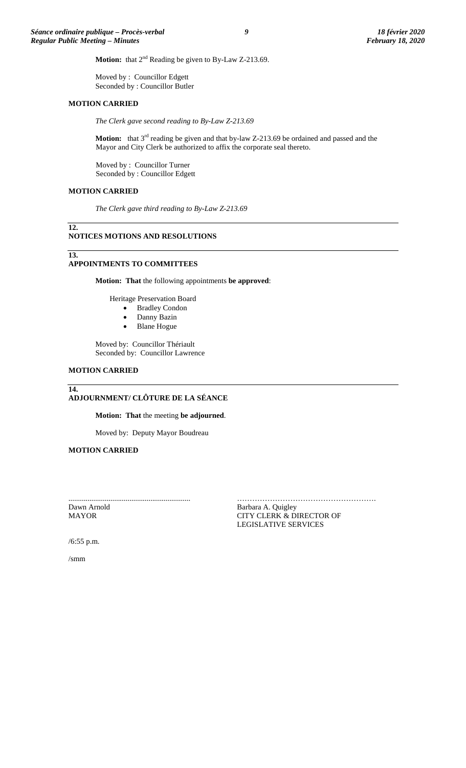**Motion:** that 2nd Reading be given to By-Law Z-213.69.

Moved by : Councillor Edgett
Seconded by : Councillor Butler

**MOTION CARRIED**

*The Clerk gave second reading to By-Law Z-213.69*

**Motion:** that 3rd reading be given and that by-law Z-213.69 be ordained and passed and the Mayor and City Clerk be authorized to affix the corporate seal thereto.

Moved by : Councillor Turner
Seconded by : Councillor Edgett

**MOTION CARRIED**

*The Clerk gave third reading to By-Law Z-213.69*

## 12. NOTICES MOTIONS AND RESOLUTIONS

## 13. APPOINTMENTS TO COMMITTEES

**Motion: That** the following appointments **be approved**:

Heritage Preservation Board

- Bradley Condon
- Danny Bazin
- Blane Hogue

Moved by: Councillor Thériault
Seconded by: Councillor Lawrence

**MOTION CARRIED**

## 14. ADJOURNMENT/ CLÔTURE DE LA SÉANCE

**Motion: That** the meeting **be adjourned**.

Moved by: Deputy Mayor Boudreau

**MOTION CARRIED**

.................................................................
Dawn Arnold
MAYOR

……………………………………………….
Barbara A. Quigley
CITY CLERK & DIRECTOR OF LEGISLATIVE SERVICES

/6:55 p.m.

/smm